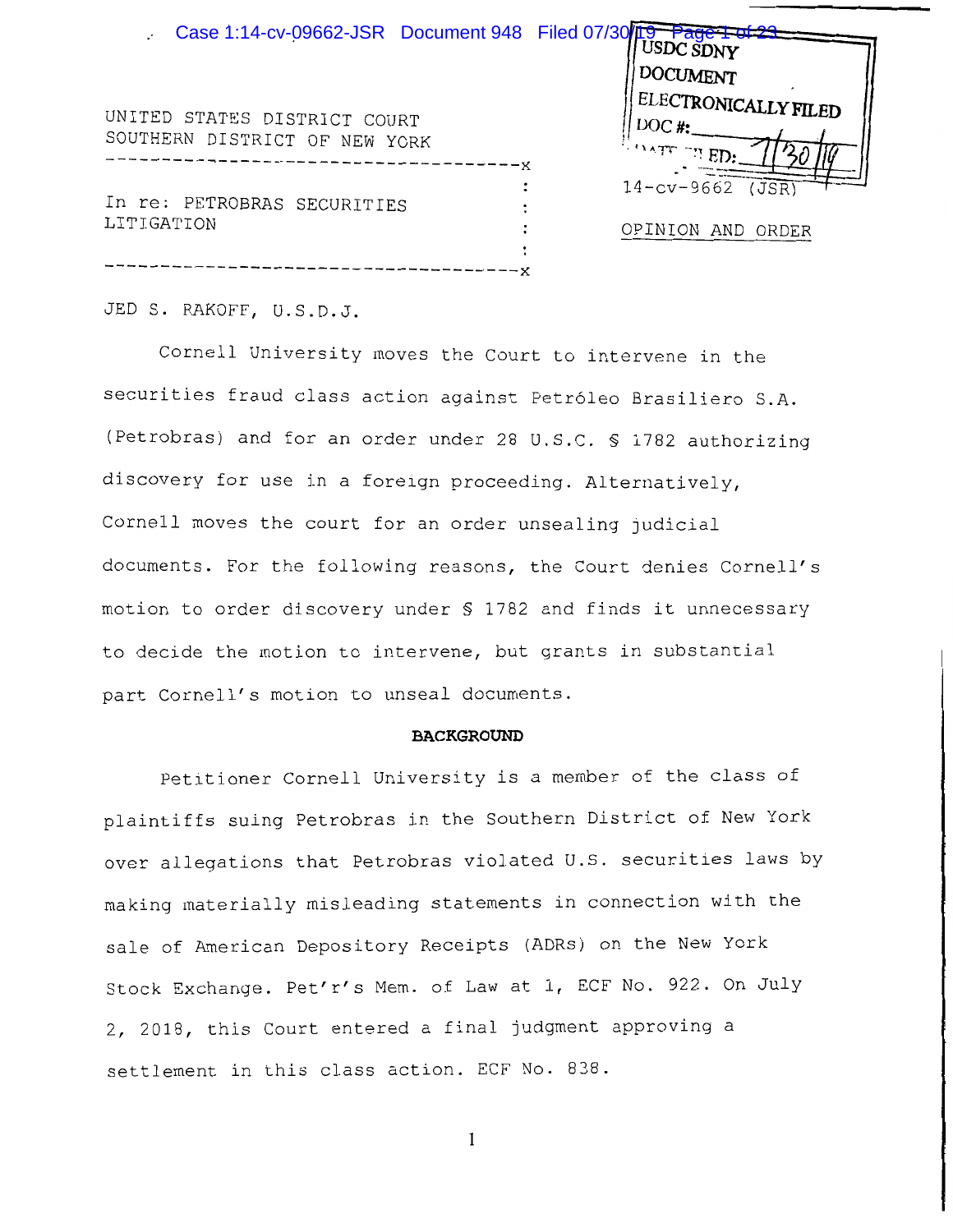UNITED STATES DISTRICT COURT
SOUTHERN DISTRICT OF NEW YORK

In re: PETROBRAS SECURITIES LITIGATION

14-cv-9662 (JSR)

OPINION AND ORDER

JED S. RAKOFF, U.S.D.J.

Cornell University moves the Court to intervene in the securities fraud class action against Petróleo Brasiliero S.A. (Petrobras) and for an order under 28 U.S.C. § 1782 authorizing discovery for use in a foreign proceeding. Alternatively, Cornell moves the court for an order unsealing judicial documents. For the following reasons, the Court denies Cornell's motion to order discovery under § 1782 and finds it unnecessary to decide the motion to intervene, but grants in substantial part Cornell's motion to unseal documents.

**BACKGROUND**

Petitioner Cornell University is a member of the class of plaintiffs suing Petrobras in the Southern District of New York over allegations that Petrobras violated U.S. securities laws by making materially misleading statements in connection with the sale of American Depository Receipts (ADRs) on the New York Stock Exchange. Pet'r's Mem. of Law at 1, ECF No. 922. On July 2, 2018, this Court entered a final judgment approving a settlement in this class action. ECF No. 838.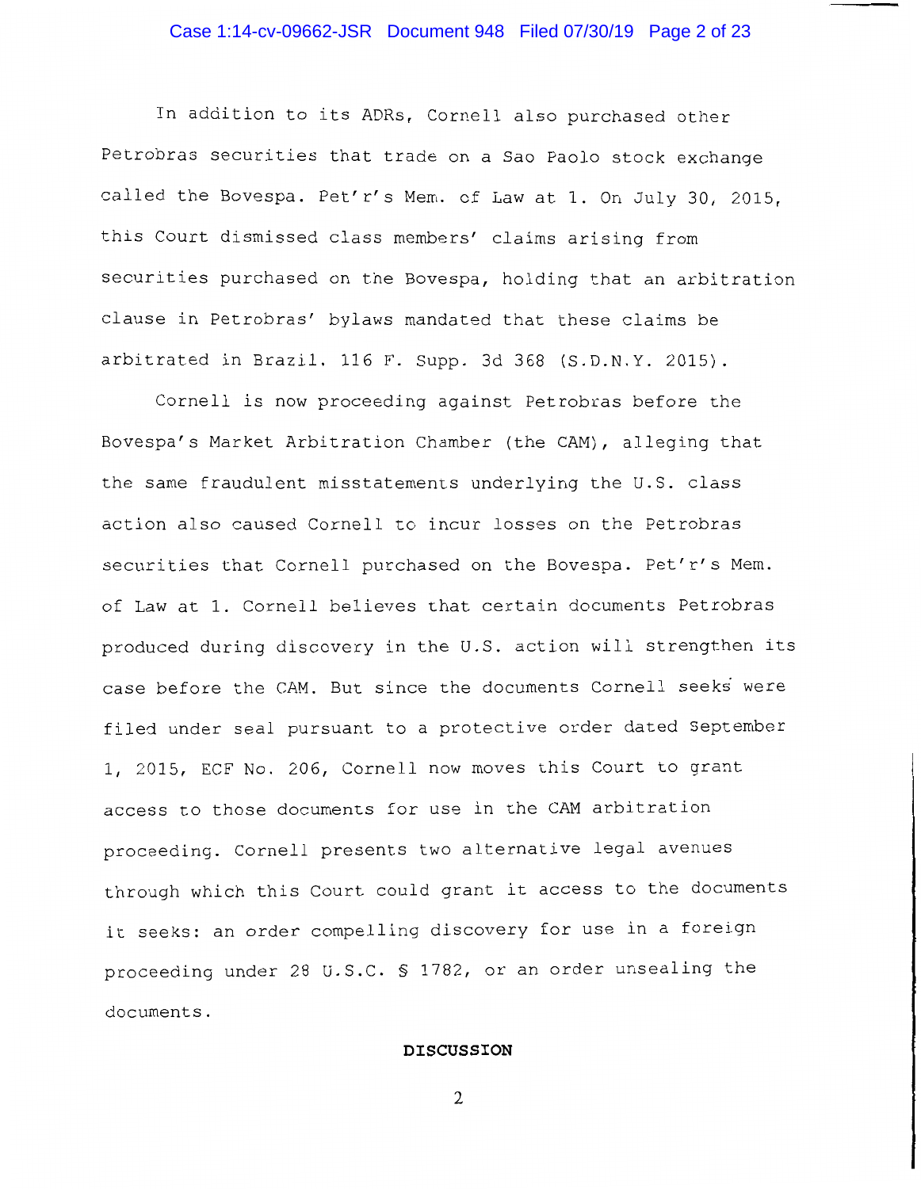In addition to its ADRs, Cornell also purchased other Petrobras securities that trade on a Sao Paolo stock exchange called the Bovespa. Pet'r's Mem. of Law at 1. On July 30, 2015, this Court dismissed class members' claims arising from securities purchased on the Bovespa, holding that an arbitration clause in Petrobras' bylaws mandated that these claims be arbitrated in Brazil. 116 F. Supp. 3d 368 (S.D.N.Y. 2015).

Cornell is now proceeding against Petrobras before the Bovespa's Market Arbitration Chamber (the CAM), alleging that the same fraudulent misstatements underlying the U.S. class action also caused Cornell to incur losses on the Petrobras securities that Cornell purchased on the Bovespa. Pet'r's Mem. of Law at 1. Cornell believes that certain documents Petrobras produced during discovery in the U.S. action will strengthen its case before the CAM. But since the documents Cornell seeks were filed under seal pursuant to a protective order dated September 1, 2015, ECF No. 206, Cornell now moves this Court to grant access to those documents for use in the CAM arbitration proceeding. Cornell presents two alternative legal avenues through which this Court could grant it access to the documents it seeks: an order compelling discovery for use in a foreign proceeding under 28 U.S.C. § 1782, or an order unsealing the documents.

**DISCUSSION**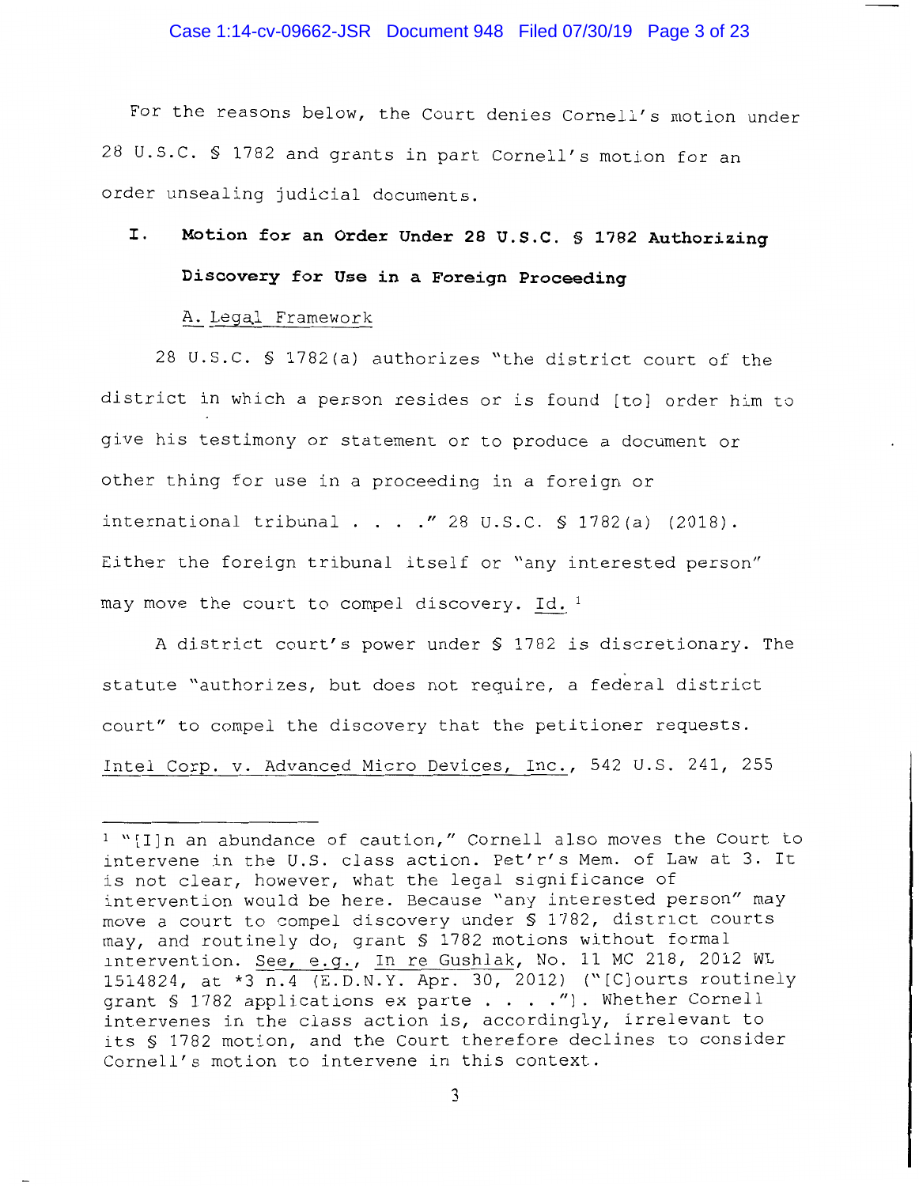For the reasons below, the Court denies Cornell's motion under 28 U.S.C. § 1782 and grants in part Cornell's motion for an order unsealing judicial documents.

## I. Motion for an Order Under 28 U.S.C. § 1782 Authorizing Discovery for Use in a Foreign Proceeding

### A. Legal Framework

28 U.S.C. § 1782(a) authorizes "the district court of the district in which a person resides or is found [to] order him to give his testimony or statement or to produce a document or other thing for use in a proceeding in a foreign or international tribunal . . . ." 28 U.S.C. § 1782(a) (2018). Either the foreign tribunal itself or "any interested person" may move the court to compel discovery. Id. [1]

A district court's power under § 1782 is discretionary. The statute "authorizes, but does not require, a federal district court" to compel the discovery that the petitioner requests. Intel Corp. v. Advanced Micro Devices, Inc., 542 U.S. 241, 255

---

[1] "[I]n an abundance of caution," Cornell also moves the Court to intervene in the U.S. class action. Pet'r's Mem. of Law at 3. It is not clear, however, what the legal significance of intervention would be here. Because "any interested person" may move a court to compel discovery under § 1782, district courts may, and routinely do, grant § 1782 motions without formal intervention. See, e.g., In re Gushlak, No. 11 MC 218, 2012 WL 1514824, at *3 n.4 (E.D.N.Y. Apr. 30, 2012) ("[C]ourts routinely grant § 1782 applications ex parte . . . ."). Whether Cornell intervenes in the class action is, accordingly, irrelevant to its § 1782 motion, and the Court therefore declines to consider Cornell's motion to intervene in this context.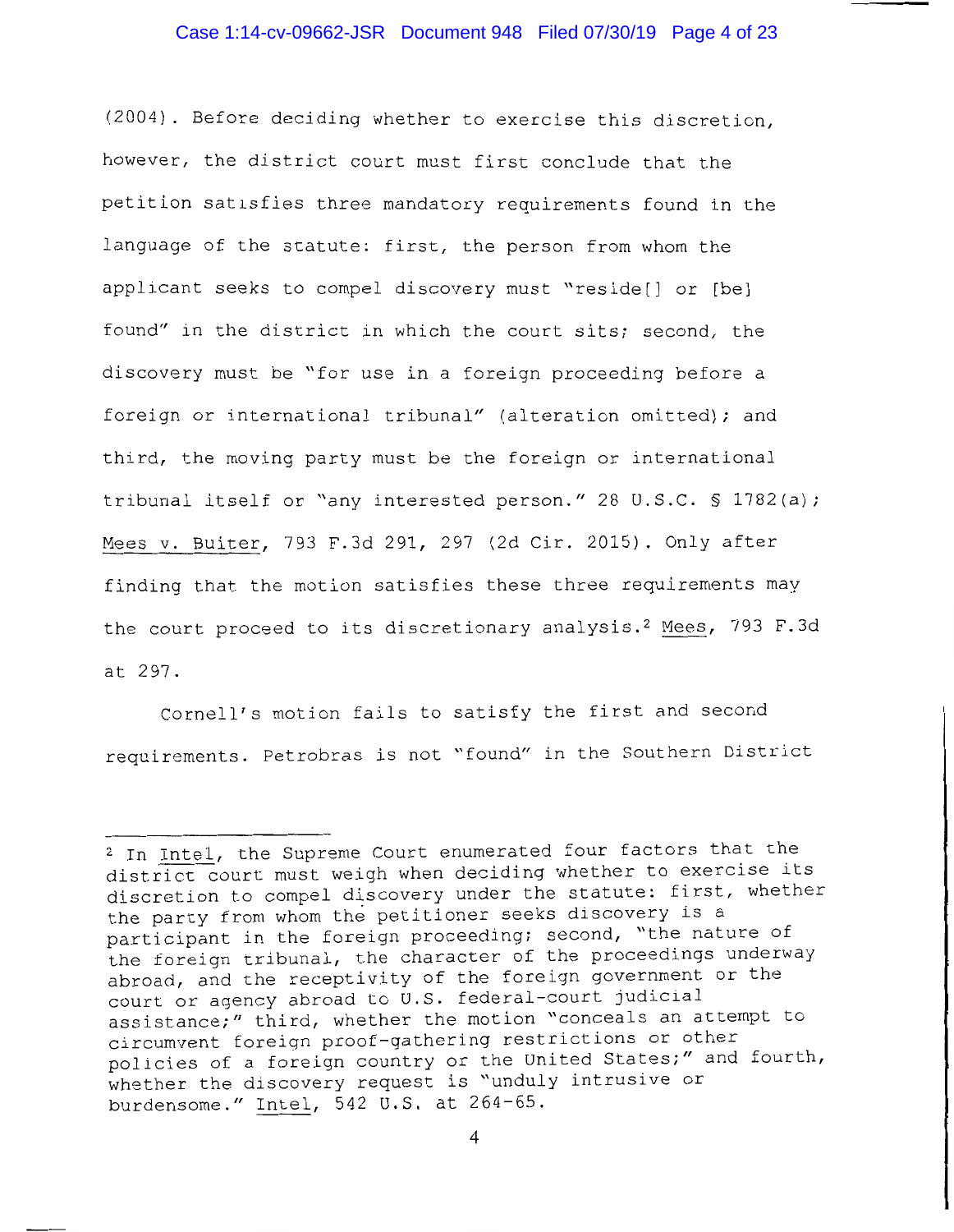(2004). Before deciding whether to exercise this discretion, however, the district court must first conclude that the petition satisfies three mandatory requirements found in the language of the statute: first, the person from whom the applicant seeks to compel discovery must "reside[] or [be] found" in the district in which the court sits; second, the discovery must be "for use in a foreign proceeding before a foreign or international tribunal" (alteration omitted); and third, the moving party must be the foreign or international tribunal itself or "any interested person." 28 U.S.C. § 1782(a); Mees v. Buiter, 793 F.3d 291, 297 (2d Cir. 2015). Only after finding that the motion satisfies these three requirements may the court proceed to its discretionary analysis.[2] Mees, 793 F.3d at 297.

Cornell's motion fails to satisfy the first and second requirements. Petrobras is not "found" in the Southern District

---

[2] In Intel, the Supreme Court enumerated four factors that the district court must weigh when deciding whether to exercise its discretion to compel discovery under the statute: first, whether the party from whom the petitioner seeks discovery is a participant in the foreign proceeding; second, "the nature of the foreign tribunal, the character of the proceedings underway abroad, and the receptivity of the foreign government or the court or agency abroad to U.S. federal-court judicial assistance;" third, whether the motion "conceals an attempt to circumvent foreign proof-gathering restrictions or other policies of a foreign country or the United States;" and fourth, whether the discovery request is "unduly intrusive or burdensome." Intel, 542 U.S. at 264-65.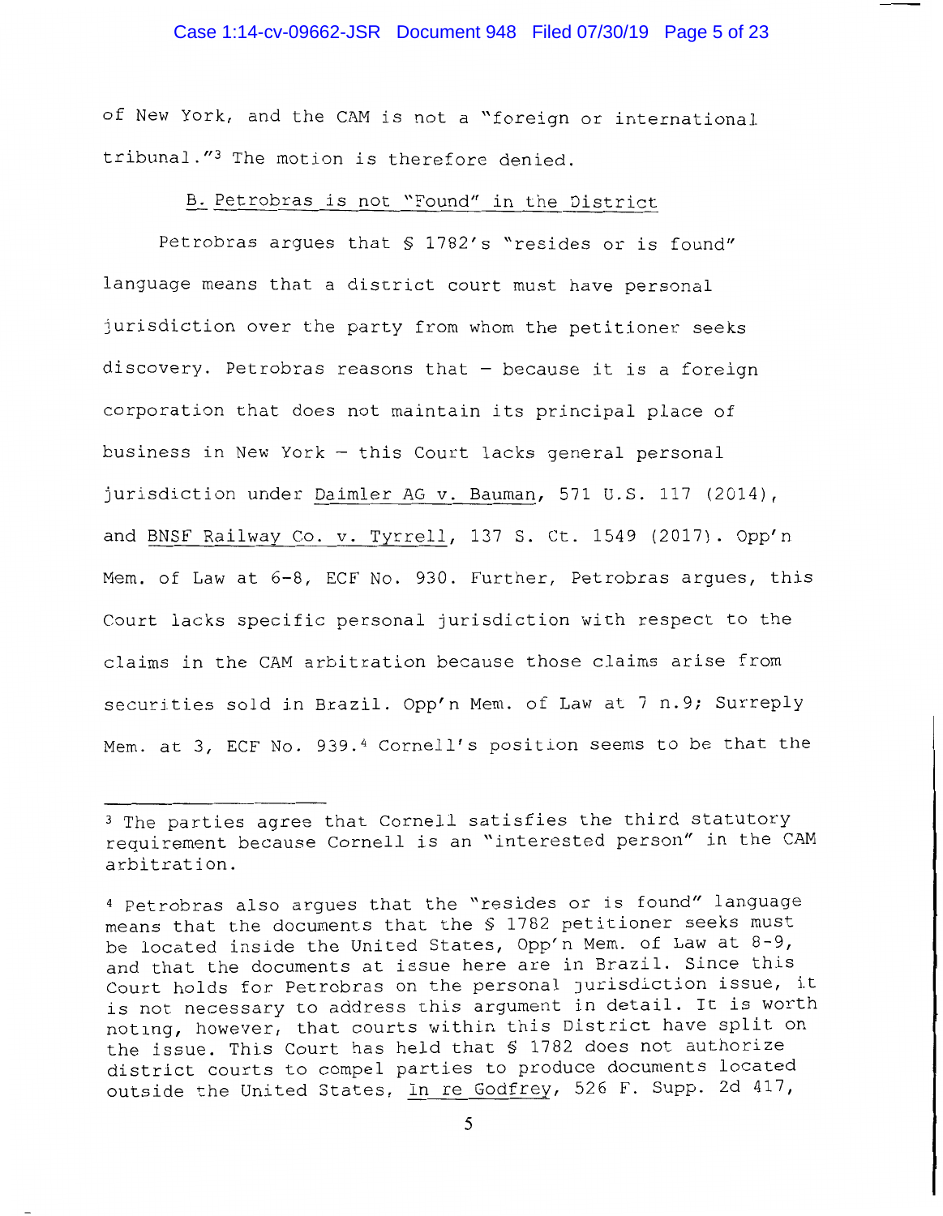of New York, and the CAM is not a "foreign or international tribunal."[3] The motion is therefore denied.

B. Petrobras is not "Found" in the District

Petrobras argues that § 1782's "resides or is found" language means that a district court must have personal jurisdiction over the party from whom the petitioner seeks discovery. Petrobras reasons that – because it is a foreign corporation that does not maintain its principal place of business in New York – this Court lacks general personal jurisdiction under Daimler AG v. Bauman, 571 U.S. 117 (2014), and BNSF Railway Co. v. Tyrrell, 137 S. Ct. 1549 (2017). Opp'n Mem. of Law at 6-8, ECF No. 930. Further, Petrobras argues, this Court lacks specific personal jurisdiction with respect to the claims in the CAM arbitration because those claims arise from securities sold in Brazil. Opp'n Mem. of Law at 7 n.9; Surreply Mem. at 3, ECF No. 939.[4] Cornell's position seems to be that the

---

[3] The parties agree that Cornell satisfies the third statutory requirement because Cornell is an "interested person" in the CAM arbitration.

[4] Petrobras also argues that the "resides or is found" language means that the documents that the § 1782 petitioner seeks must be located inside the United States, Opp'n Mem. of Law at 8-9, and that the documents at issue here are in Brazil. Since this Court holds for Petrobras on the personal jurisdiction issue, it is not necessary to address this argument in detail. It is worth noting, however, that courts within this District have split on the issue. This Court has held that § 1782 does not authorize district courts to compel parties to produce documents located outside the United States, In re Godfrey, 526 F. Supp. 2d 417,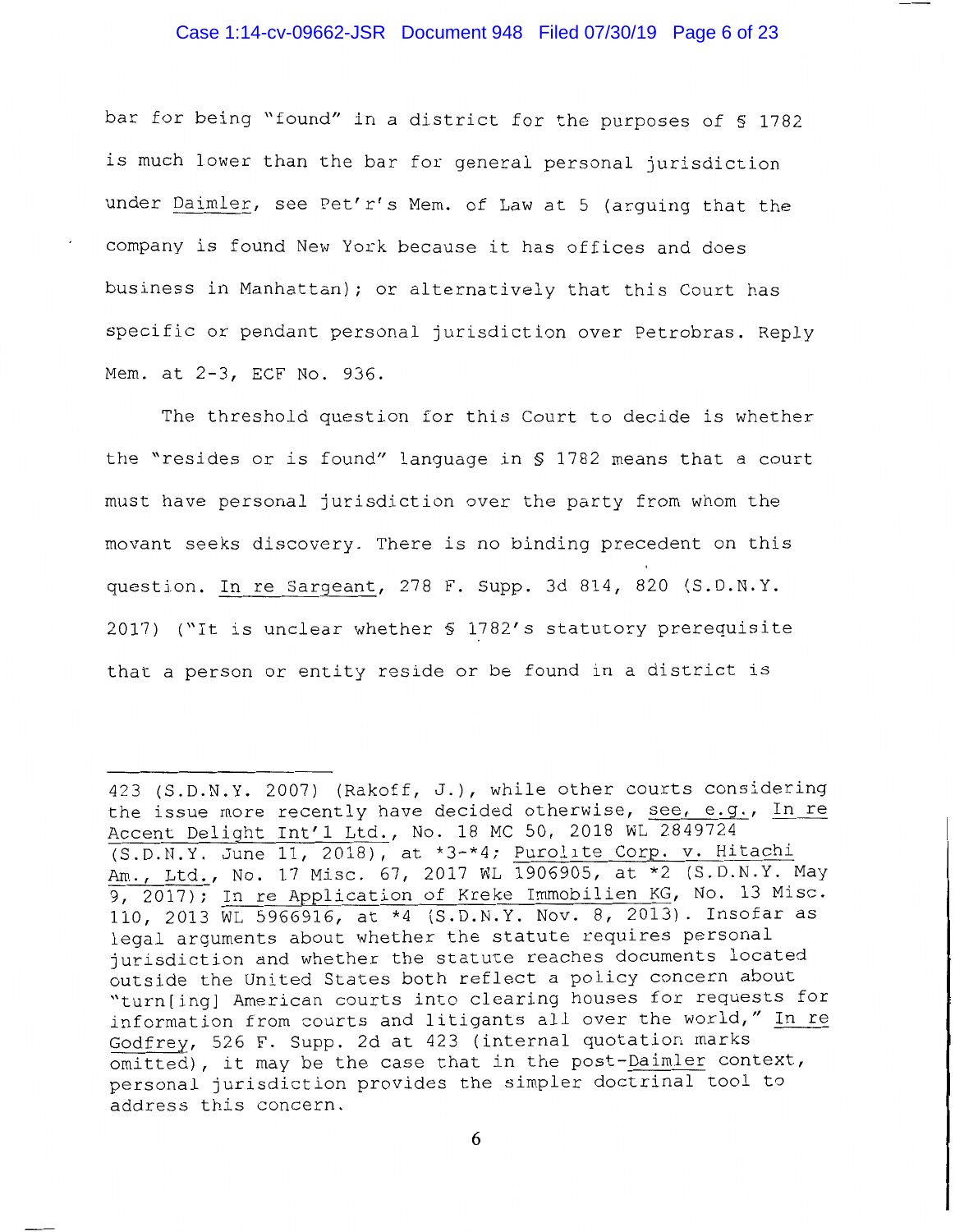bar for being "found" in a district for the purposes of § 1782 is much lower than the bar for general personal jurisdiction under Daimler, see Pet'r's Mem. of Law at 5 (arguing that the company is found New York because it has offices and does business in Manhattan); or alternatively that this Court has specific or pendant personal jurisdiction over Petrobras. Reply Mem. at 2-3, ECF No. 936.

The threshold question for this Court to decide is whether the "resides or is found" language in § 1782 means that a court must have personal jurisdiction over the party from whom the movant seeks discovery. There is no binding precedent on this question. In re Sargeant, 278 F. Supp. 3d 814, 820 (S.D.N.Y. 2017) ("It is unclear whether § 1782's statutory prerequisite that a person or entity reside or be found in a district is

---

423 (S.D.N.Y. 2007) (Rakoff, J.), while other courts considering the issue more recently have decided otherwise, see, e.g., In re Accent Delight Int'l Ltd., No. 18 MC 50, 2018 WL 2849724 (S.D.N.Y. June 11, 2018), at *3-*4; Purolite Corp. v. Hitachi Am., Ltd., No. 17 Misc. 67, 2017 WL 1906905, at *2 (S.D.N.Y. May 9, 2017); In re Application of Kreke Immobilien KG, No. 13 Misc. 110, 2013 WL 5966916, at *4 (S.D.N.Y. Nov. 8, 2013). Insofar as legal arguments about whether the statute requires personal jurisdiction and whether the statute reaches documents located outside the United States both reflect a policy concern about "turn[ing] American courts into clearing houses for requests for information from courts and litigants all over the world," In re Godfrey, 526 F. Supp. 2d at 423 (internal quotation marks omitted), it may be the case that in the post-Daimler context, personal jurisdiction provides the simpler doctrinal tool to address this concern.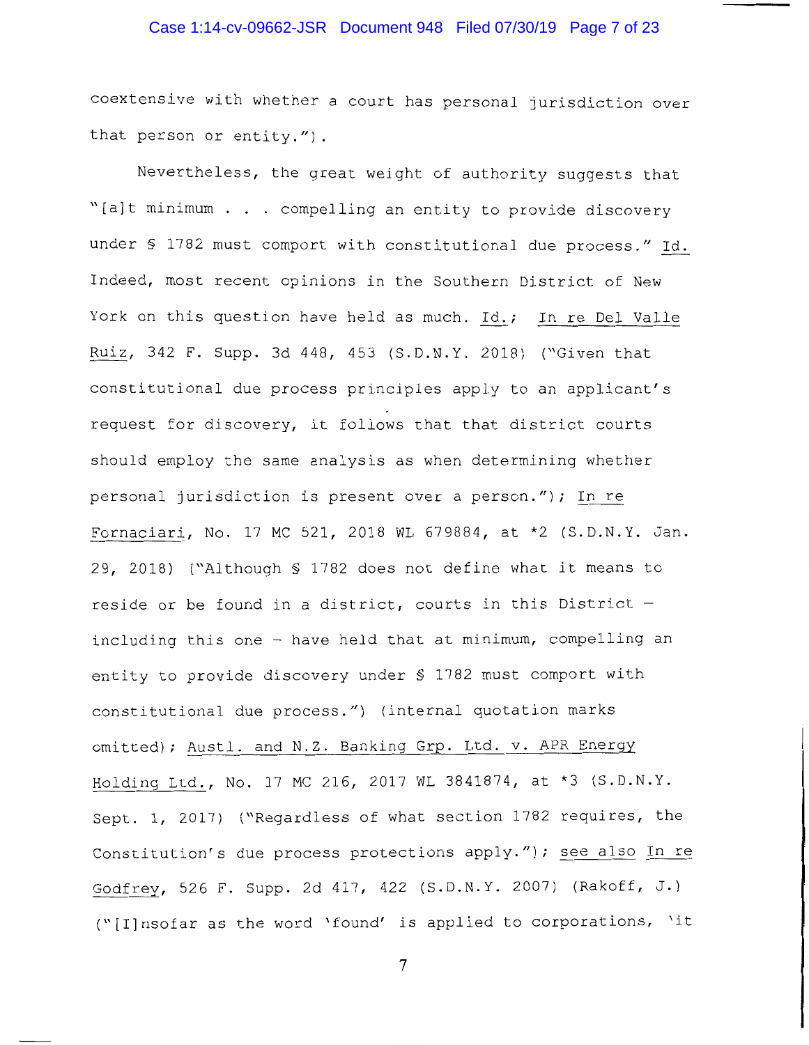coextensive with whether a court has personal jurisdiction over that person or entity.").

Nevertheless, the great weight of authority suggests that "[a]t minimum . . . compelling an entity to provide discovery under § 1782 must comport with constitutional due process." Id. Indeed, most recent opinions in the Southern District of New York on this question have held as much. Id.; In re Del Valle Ruiz, 342 F. Supp. 3d 448, 453 (S.D.N.Y. 2018) ("Given that constitutional due process principles apply to an applicant's request for discovery, it follows that that district courts should employ the same analysis as when determining whether personal jurisdiction is present over a person."); In re Fornaciari, No. 17 MC 521, 2018 WL 679884, at *2 (S.D.N.Y. Jan. 29, 2018) ("Although § 1782 does not define what it means to reside or be found in a district, courts in this District – including this one – have held that at minimum, compelling an entity to provide discovery under § 1782 must comport with constitutional due process.") (internal quotation marks omitted); Austl. and N.Z. Banking Grp. Ltd. v. APR Energy Holding Ltd., No. 17 MC 216, 2017 WL 3841874, at *3 (S.D.N.Y. Sept. 1, 2017) ("Regardless of what section 1782 requires, the Constitution's due process protections apply."); see also In re Godfrey, 526 F. Supp. 2d 417, 422 (S.D.N.Y. 2007) (Rakoff, J.) ("[I]nsofar as the word 'found' is applied to corporations, 'it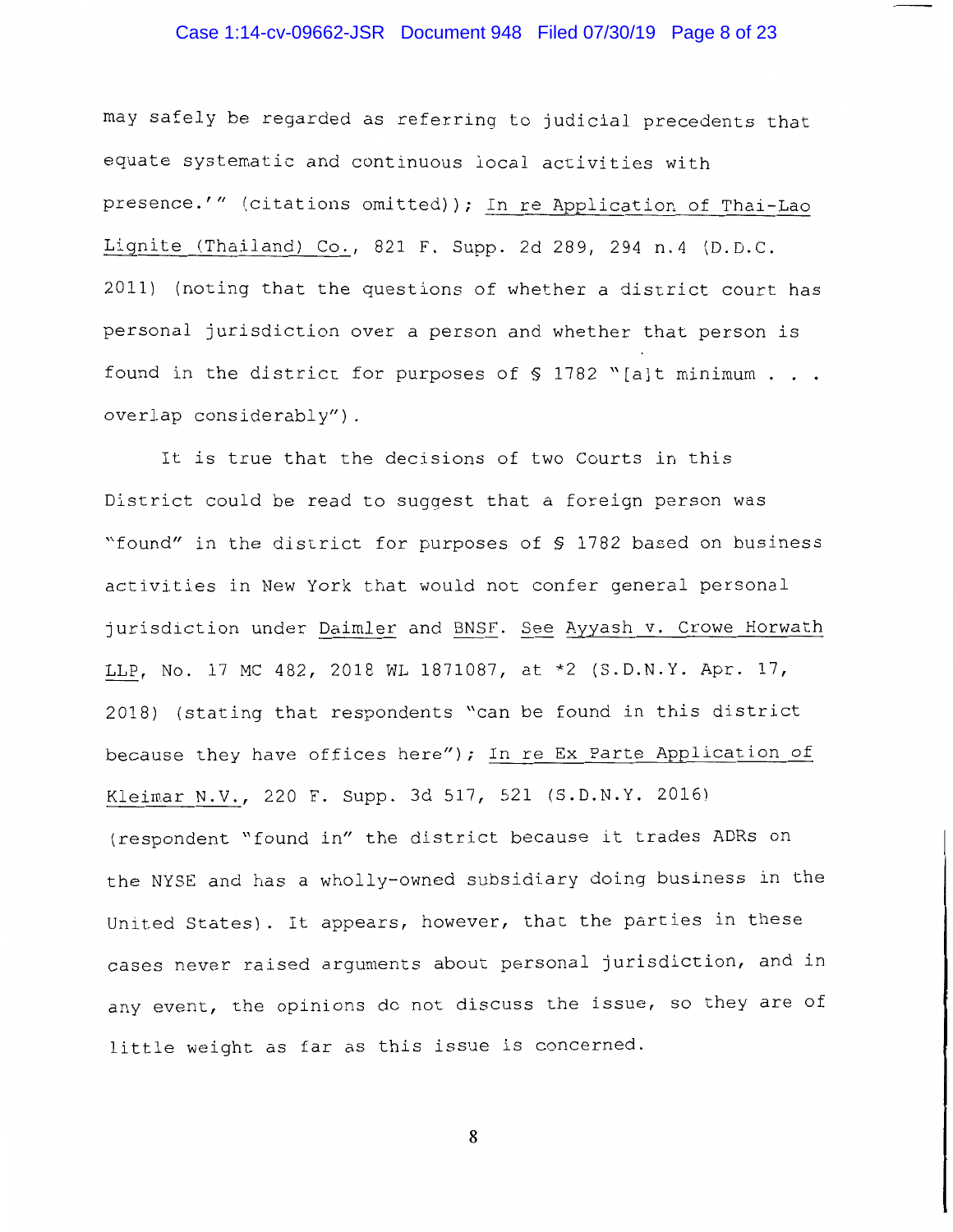may safely be regarded as referring to judicial precedents that equate systematic and continuous local activities with presence.'" (citations omitted)); In re Application of Thai-Lao Lignite (Thailand) Co., 821 F. Supp. 2d 289, 294 n.4 (D.D.C. 2011) (noting that the questions of whether a district court has personal jurisdiction over a person and whether that person is found in the district for purposes of § 1782 "[a]t minimum . . . overlap considerably").

It is true that the decisions of two Courts in this District could be read to suggest that a foreign person was "found" in the district for purposes of § 1782 based on business activities in New York that would not confer general personal jurisdiction under Daimler and BNSF. See Ayyash v. Crowe Horwath LLP, No. 17 MC 482, 2018 WL 1871087, at *2 (S.D.N.Y. Apr. 17, 2018) (stating that respondents "can be found in this district because they have offices here"); In re Ex Parte Application of Kleimar N.V., 220 F. Supp. 3d 517, 521 (S.D.N.Y. 2016) (respondent "found in" the district because it trades ADRs on the NYSE and has a wholly-owned subsidiary doing business in the United States). It appears, however, that the parties in these cases never raised arguments about personal jurisdiction, and in any event, the opinions do not discuss the issue, so they are of little weight as far as this issue is concerned.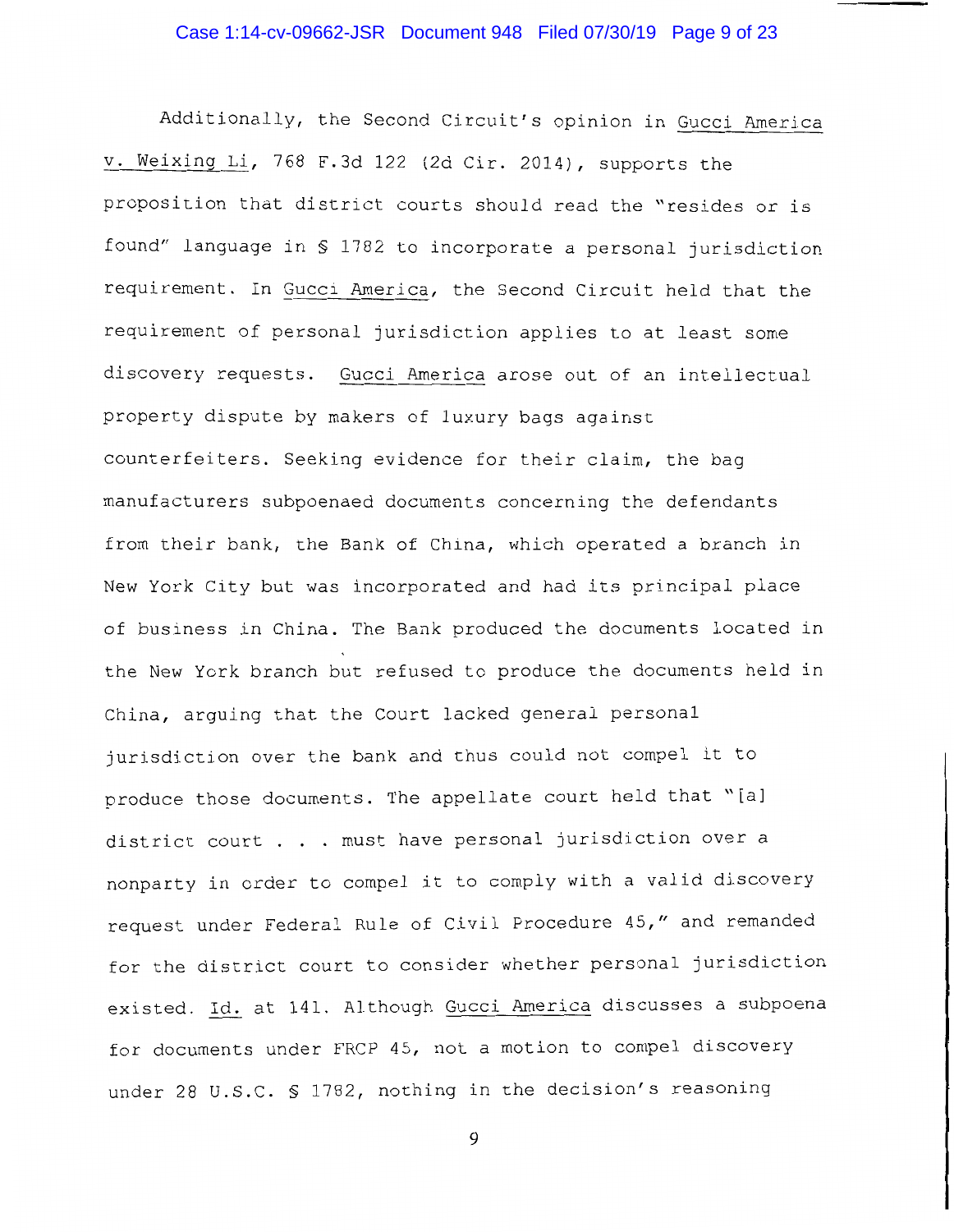Additionally, the Second Circuit's opinion in Gucci America v. Weixing Li, 768 F.3d 122 (2d Cir. 2014), supports the proposition that district courts should read the "resides or is found" language in § 1782 to incorporate a personal jurisdiction requirement. In Gucci America, the Second Circuit held that the requirement of personal jurisdiction applies to at least some discovery requests. Gucci America arose out of an intellectual property dispute by makers of luxury bags against counterfeiters. Seeking evidence for their claim, the bag manufacturers subpoenaed documents concerning the defendants from their bank, the Bank of China, which operated a branch in New York City but was incorporated and had its principal place of business in China. The Bank produced the documents located in the New York branch but refused to produce the documents held in China, arguing that the Court lacked general personal jurisdiction over the bank and thus could not compel it to produce those documents. The appellate court held that "[a] district court . . . must have personal jurisdiction over a nonparty in order to compel it to comply with a valid discovery request under Federal Rule of Civil Procedure 45," and remanded for the district court to consider whether personal jurisdiction existed. Id. at 141. Although Gucci America discusses a subpoena for documents under FRCP 45, not a motion to compel discovery under 28 U.S.C. § 1782, nothing in the decision's reasoning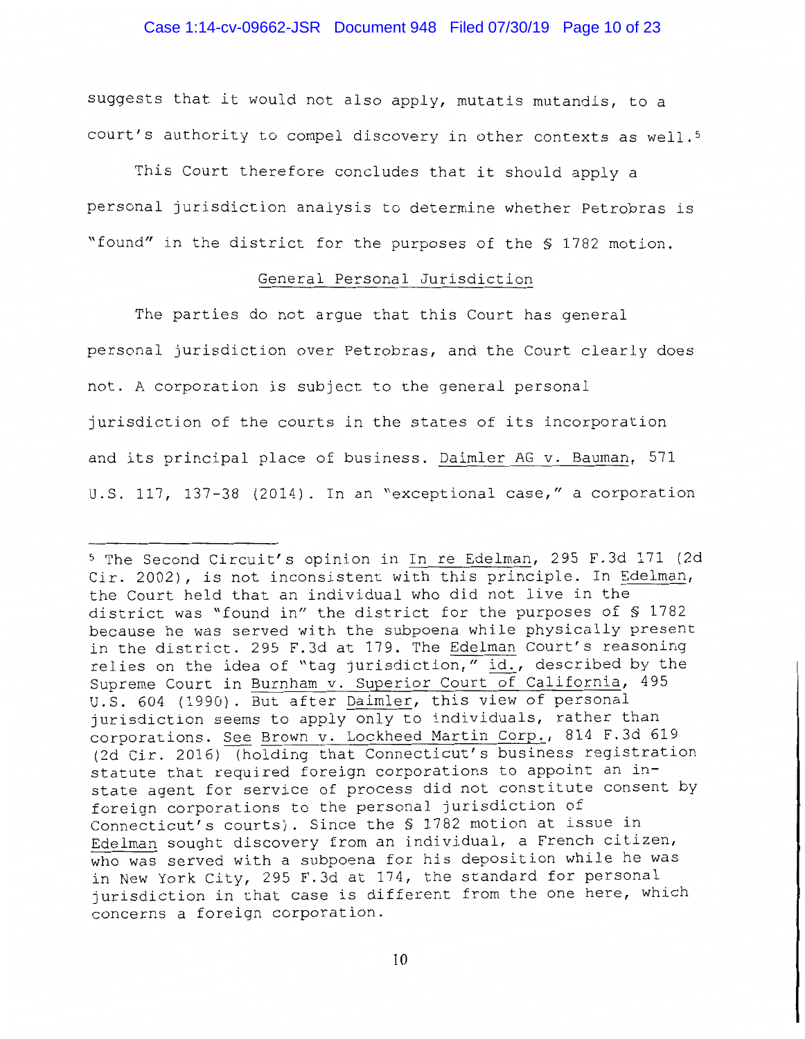suggests that it would not also apply, mutatis mutandis, to a court's authority to compel discovery in other contexts as well.[5]

This Court therefore concludes that it should apply a personal jurisdiction analysis to determine whether Petrobras is "found" in the district for the purposes of the § 1782 motion.

## General Personal Jurisdiction

The parties do not argue that this Court has general personal jurisdiction over Petrobras, and the Court clearly does not. A corporation is subject to the general personal jurisdiction of the courts in the states of its incorporation and its principal place of business. Daimler AG v. Bauman, 571 U.S. 117, 137-38 (2014). In an "exceptional case," a corporation

---

[5] The Second Circuit's opinion in In re Edelman, 295 F.3d 171 (2d Cir. 2002), is not inconsistent with this principle. In Edelman, the Court held that an individual who did not live in the district was "found in" the district for the purposes of § 1782 because he was served with the subpoena while physically present in the district. 295 F.3d at 179. The Edelman Court's reasoning relies on the idea of "tag jurisdiction," id., described by the Supreme Court in Burnham v. Superior Court of California, 495 U.S. 604 (1990). But after Daimler, this view of personal jurisdiction seems to apply only to individuals, rather than corporations. See Brown v. Lockheed Martin Corp., 814 F.3d 619 (2d Cir. 2016) (holding that Connecticut's business registration statute that required foreign corporations to appoint an in-state agent for service of process did not constitute consent by foreign corporations to the personal jurisdiction of Connecticut's courts). Since the § 1782 motion at issue in Edelman sought discovery from an individual, a French citizen, who was served with a subpoena for his deposition while he was in New York City, 295 F.3d at 174, the standard for personal jurisdiction in that case is different from the one here, which concerns a foreign corporation.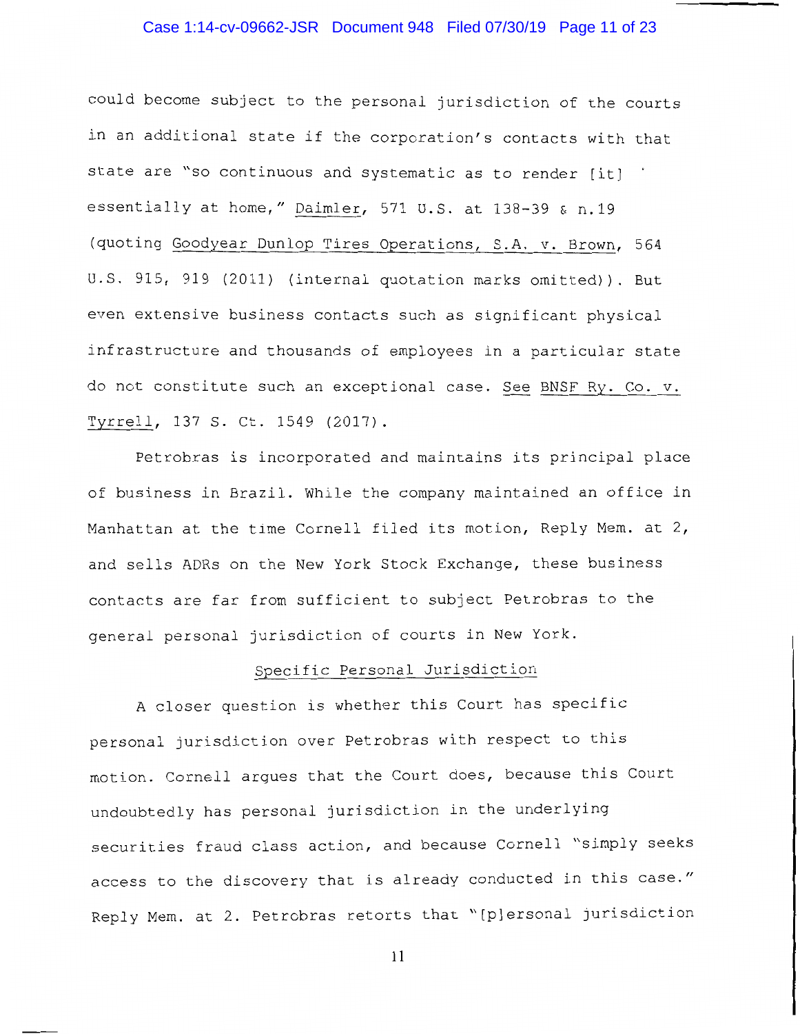could become subject to the personal jurisdiction of the courts in an additional state if the corporation's contacts with that state are "so continuous and systematic as to render [it] essentially at home," Daimler, 571 U.S. at 138-39 & n.19 (quoting Goodyear Dunlop Tires Operations, S.A. v. Brown, 564 U.S. 915, 919 (2011) (internal quotation marks omitted)). But even extensive business contacts such as significant physical infrastructure and thousands of employees in a particular state do not constitute such an exceptional case. See BNSF Ry. Co. v. Tyrrell, 137 S. Ct. 1549 (2017).

Petrobras is incorporated and maintains its principal place of business in Brazil. While the company maintained an office in Manhattan at the time Cornell filed its motion, Reply Mem. at 2, and sells ADRs on the New York Stock Exchange, these business contacts are far from sufficient to subject Petrobras to the general personal jurisdiction of courts in New York.

## Specific Personal Jurisdiction

A closer question is whether this Court has specific personal jurisdiction over Petrobras with respect to this motion. Cornell argues that the Court does, because this Court undoubtedly has personal jurisdiction in the underlying securities fraud class action, and because Cornell "simply seeks access to the discovery that is already conducted in this case." Reply Mem. at 2. Petrobras retorts that "[p]ersonal jurisdiction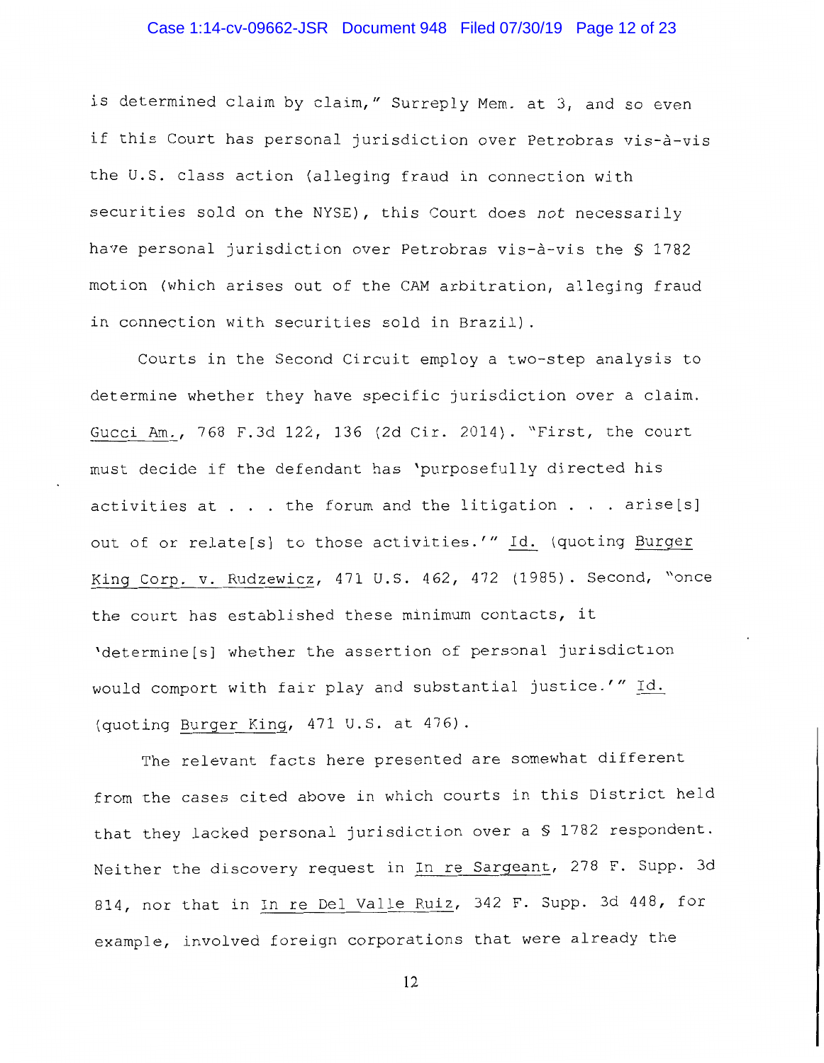is determined claim by claim," Surreply Mem. at 3, and so even if this Court has personal jurisdiction over Petrobras vis-à-vis the U.S. class action (alleging fraud in connection with securities sold on the NYSE), this Court does *not* necessarily have personal jurisdiction over Petrobras vis-à-vis the § 1782 motion (which arises out of the CAM arbitration, alleging fraud in connection with securities sold in Brazil).

Courts in the Second Circuit employ a two-step analysis to determine whether they have specific jurisdiction over a claim. Gucci Am., 768 F.3d 122, 136 (2d Cir. 2014). "First, the court must decide if the defendant has 'purposefully directed his activities at . . . the forum and the litigation . . . arise[s] out of or relate[s] to those activities.'" Id. (quoting Burger King Corp. v. Rudzewicz, 471 U.S. 462, 472 (1985). Second, "once the court has established these minimum contacts, it 'determine[s] whether the assertion of personal jurisdiction would comport with fair play and substantial justice.'" Id. (quoting Burger King, 471 U.S. at 476).

The relevant facts here presented are somewhat different from the cases cited above in which courts in this District held that they lacked personal jurisdiction over a § 1782 respondent. Neither the discovery request in In re Sargeant, 278 F. Supp. 3d 814, nor that in In re Del Valle Ruiz, 342 F. Supp. 3d 448, for example, involved foreign corporations that were already the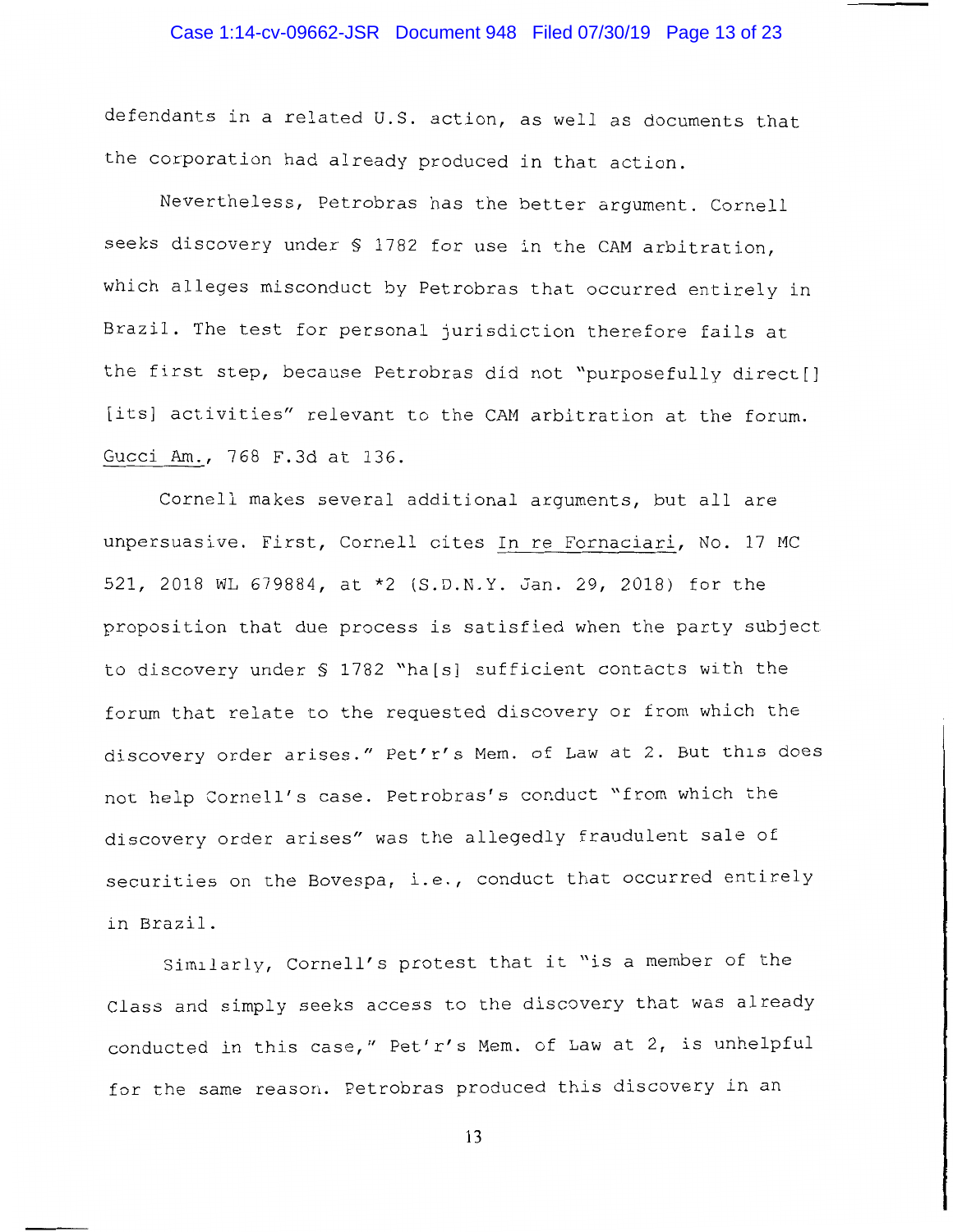defendants in a related U.S. action, as well as documents that the corporation had already produced in that action.

Nevertheless, Petrobras has the better argument. Cornell seeks discovery under § 1782 for use in the CAM arbitration, which alleges misconduct by Petrobras that occurred entirely in Brazil. The test for personal jurisdiction therefore fails at the first step, because Petrobras did not "purposefully direct[] [its] activities" relevant to the CAM arbitration at the forum. Gucci Am., 768 F.3d at 136.

Cornell makes several additional arguments, but all are unpersuasive. First, Cornell cites In re Fornaciari, No. 17 MC 521, 2018 WL 679884, at *2 (S.D.N.Y. Jan. 29, 2018) for the proposition that due process is satisfied when the party subject to discovery under § 1782 "ha[s] sufficient contacts with the forum that relate to the requested discovery or from which the discovery order arises." Pet'r's Mem. of Law at 2. But this does not help Cornell's case. Petrobras's conduct "from which the discovery order arises" was the allegedly fraudulent sale of securities on the Bovespa, i.e., conduct that occurred entirely in Brazil.

Similarly, Cornell's protest that it "is a member of the Class and simply seeks access to the discovery that was already conducted in this case," Pet'r's Mem. of Law at 2, is unhelpful for the same reason. Petrobras produced this discovery in an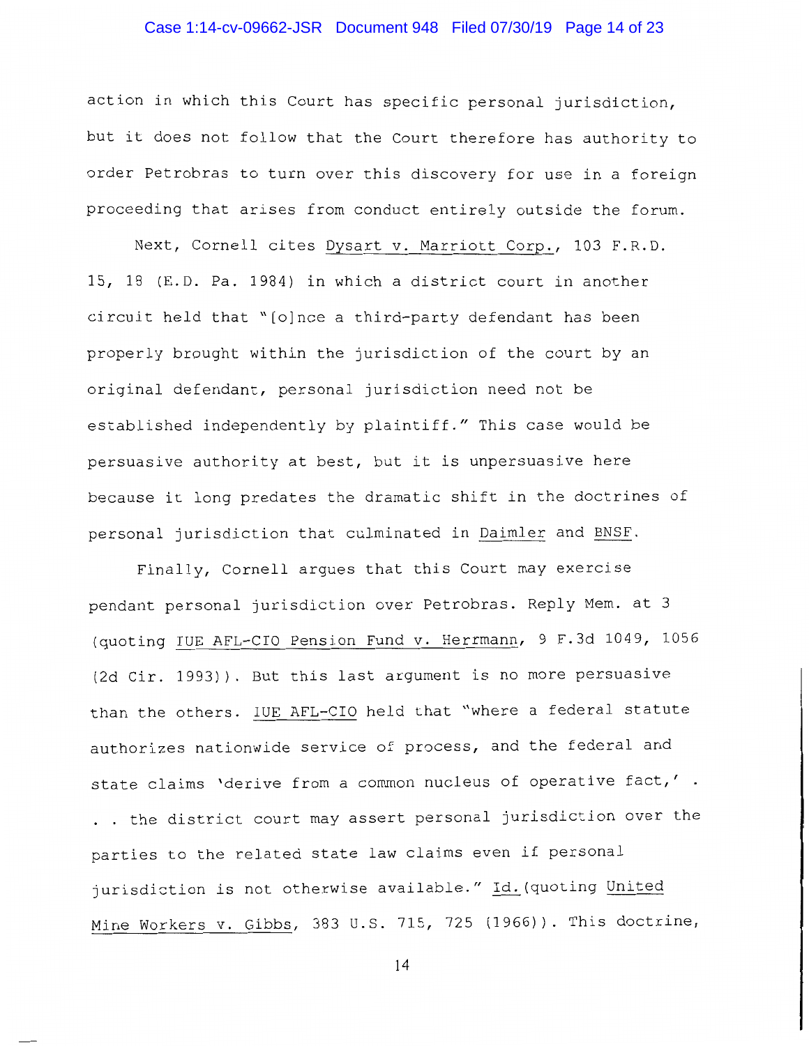action in which this Court has specific personal jurisdiction, but it does not follow that the Court therefore has authority to order Petrobras to turn over this discovery for use in a foreign proceeding that arises from conduct entirely outside the forum.

Next, Cornell cites Dysart v. Marriott Corp., 103 F.R.D. 15, 18 (E.D. Pa. 1984) in which a district court in another circuit held that "[o]nce a third-party defendant has been properly brought within the jurisdiction of the court by an original defendant, personal jurisdiction need not be established independently by plaintiff." This case would be persuasive authority at best, but it is unpersuasive here because it long predates the dramatic shift in the doctrines of personal jurisdiction that culminated in Daimler and BNSF.

Finally, Cornell argues that this Court may exercise pendant personal jurisdiction over Petrobras. Reply Mem. at 3 (quoting IUE AFL-CIO Pension Fund v. Herrmann, 9 F.3d 1049, 1056 (2d Cir. 1993)). But this last argument is no more persuasive than the others. IUE AFL-CIO held that "where a federal statute authorizes nationwide service of process, and the federal and state claims 'derive from a common nucleus of operative fact,' . . . the district court may assert personal jurisdiction over the parties to the related state law claims even if personal jurisdiction is not otherwise available." Id. (quoting United Mine Workers v. Gibbs, 383 U.S. 715, 725 (1966)). This doctrine,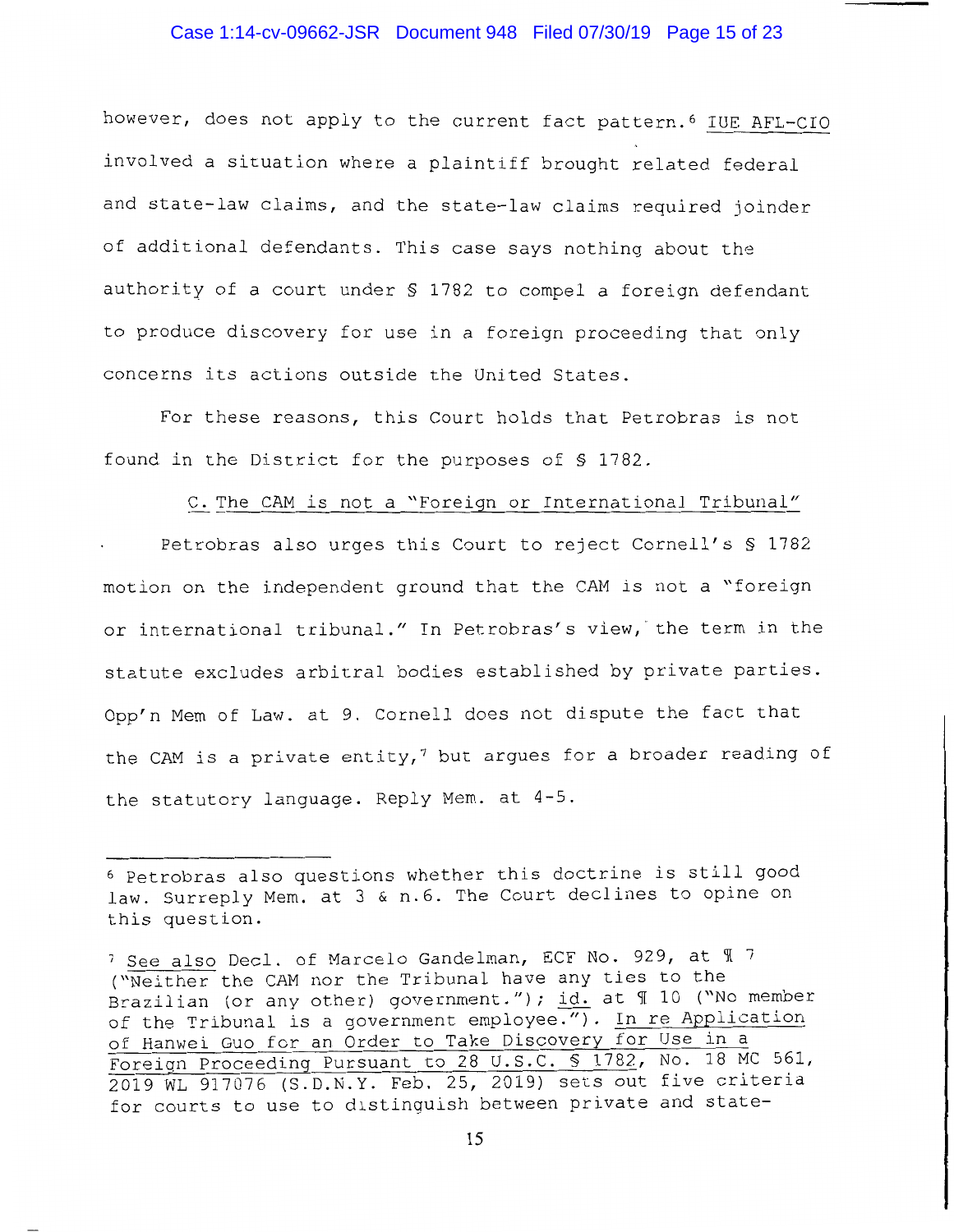however, does not apply to the current fact pattern.[6] IUE AFL-CIO involved a situation where a plaintiff brought related federal and state-law claims, and the state-law claims required joinder of additional defendants. This case says nothing about the authority of a court under § 1782 to compel a foreign defendant to produce discovery for use in a foreign proceeding that only concerns its actions outside the United States.

For these reasons, this Court holds that Petrobras is not found in the District for the purposes of § 1782.

C. The CAM is not a "Foreign or International Tribunal"

Petrobras also urges this Court to reject Cornell's § 1782 motion on the independent ground that the CAM is not a "foreign or international tribunal." In Petrobras's view, the term in the statute excludes arbitral bodies established by private parties. Opp'n Mem of Law. at 9. Cornell does not dispute the fact that the CAM is a private entity,[7] but argues for a broader reading of the statutory language. Reply Mem. at 4-5.

---

[6] Petrobras also questions whether this doctrine is still good law. Surreply Mem. at 3 & n.6. The Court declines to opine on this question.

[7] See also Decl. of Marcelo Gandelman, ECF No. 929, at ¶ 7 ("Neither the CAM nor the Tribunal have any ties to the Brazilian (or any other) government."); id. at ¶ 10 ("No member of the Tribunal is a government employee."). In re Application of Hanwei Guo for an Order to Take Discovery for Use in a Foreign Proceeding Pursuant to 28 U.S.C. § 1782, No. 18 MC 561, 2019 WL 917076 (S.D.N.Y. Feb. 25, 2019) sets out five criteria for courts to use to distinguish between private and state-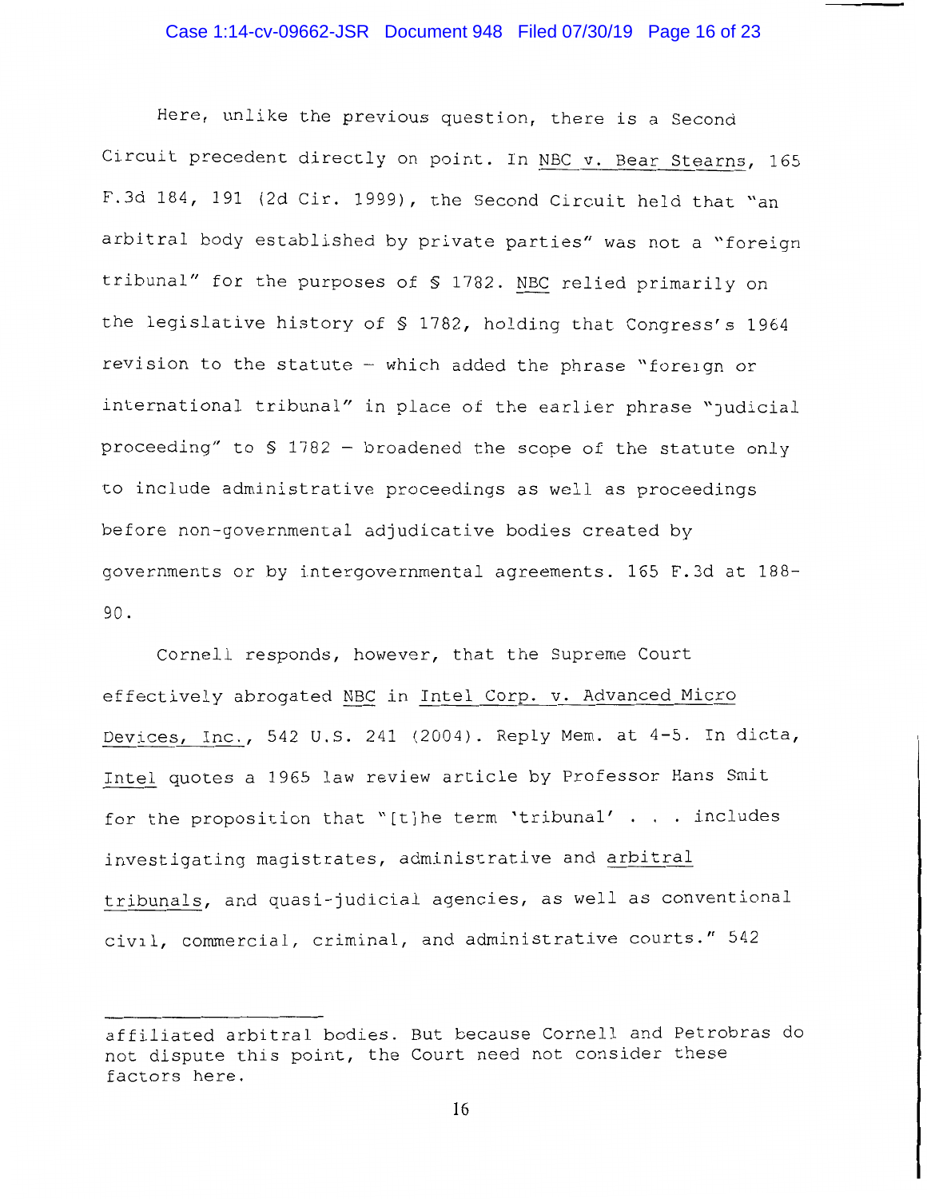Here, unlike the previous question, there is a Second Circuit precedent directly on point. In NBC v. Bear Stearns, 165 F.3d 184, 191 (2d Cir. 1999), the Second Circuit held that "an arbitral body established by private parties" was not a "foreign tribunal" for the purposes of § 1782. NBC relied primarily on the legislative history of § 1782, holding that Congress's 1964 revision to the statute – which added the phrase "foreign or international tribunal" in place of the earlier phrase "judicial proceeding" to § 1782 – broadened the scope of the statute only to include administrative proceedings as well as proceedings before non-governmental adjudicative bodies created by governments or by intergovernmental agreements. 165 F.3d at 188-90.

Cornell responds, however, that the Supreme Court effectively abrogated NBC in Intel Corp. v. Advanced Micro Devices, Inc., 542 U.S. 241 (2004). Reply Mem. at 4-5. In dicta, Intel quotes a 1965 law review article by Professor Hans Smit for the proposition that "[t]he term 'tribunal' . . . includes investigating magistrates, administrative and arbitral tribunals, and quasi-judicial agencies, as well as conventional civil, commercial, criminal, and administrative courts." 542

---

affiliated arbitral bodies. But because Cornell and Petrobras do not dispute this point, the Court need not consider these factors here.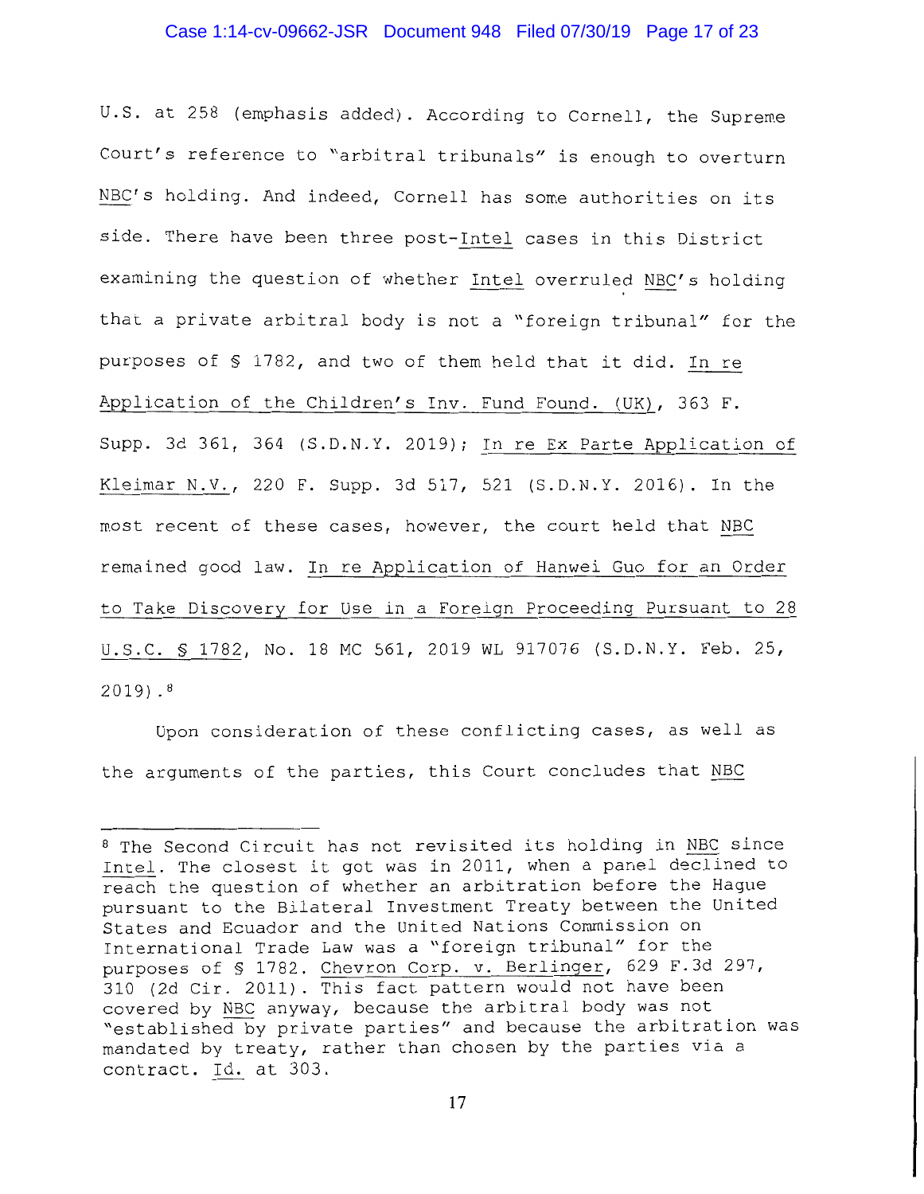U.S. at 258 (emphasis added). According to Cornell, the Supreme Court's reference to "arbitral tribunals" is enough to overturn NBC's holding. And indeed, Cornell has some authorities on its side. There have been three post-Intel cases in this District examining the question of whether Intel overruled NBC's holding that a private arbitral body is not a "foreign tribunal" for the purposes of § 1782, and two of them held that it did. In re Application of the Children's Inv. Fund Found. (UK), 363 F. Supp. 3d 361, 364 (S.D.N.Y. 2019); In re Ex Parte Application of Kleimar N.V., 220 F. Supp. 3d 517, 521 (S.D.N.Y. 2016). In the most recent of these cases, however, the court held that NBC remained good law. In re Application of Hanwei Guo for an Order to Take Discovery for Use in a Foreign Proceeding Pursuant to 28 U.S.C. § 1782, No. 18 MC 561, 2019 WL 917076 (S.D.N.Y. Feb. 25, 2019).[8]

Upon consideration of these conflicting cases, as well as the arguments of the parties, this Court concludes that NBC

---

[8] The Second Circuit has not revisited its holding in NBC since Intel. The closest it got was in 2011, when a panel declined to reach the question of whether an arbitration before the Hague pursuant to the Bilateral Investment Treaty between the United States and Ecuador and the United Nations Commission on International Trade Law was a "foreign tribunal" for the purposes of § 1782. Chevron Corp. v. Berlinger, 629 F.3d 297, 310 (2d Cir. 2011). This fact pattern would not have been covered by NBC anyway, because the arbitral body was not "established by private parties" and because the arbitration was mandated by treaty, rather than chosen by the parties via a contract. Id. at 303.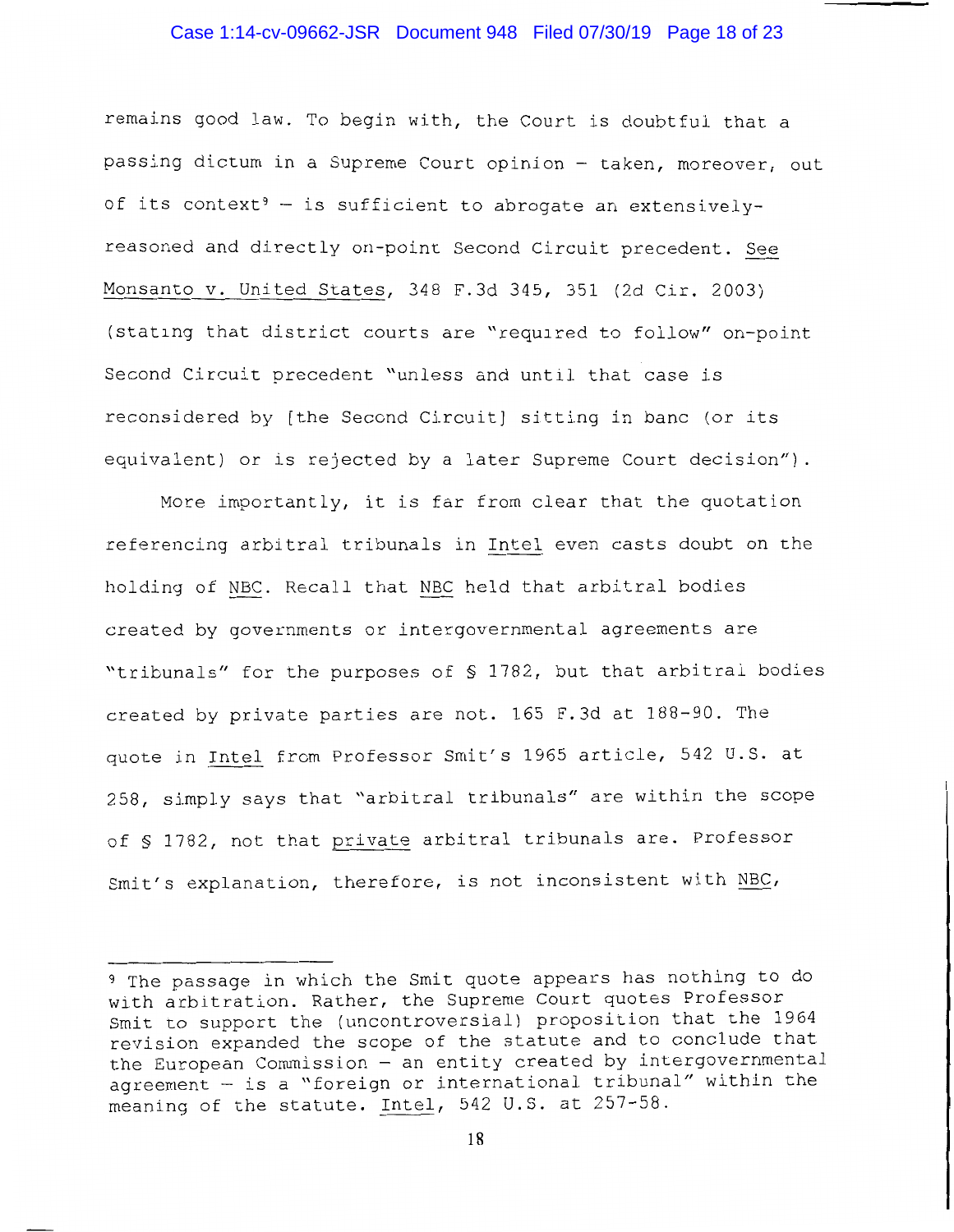remains good law. To begin with, the Court is doubtful that a passing dictum in a Supreme Court opinion – taken, moreover, out of its context[9] – is sufficient to abrogate an extensively-reasoned and directly on-point Second Circuit precedent. See Monsanto v. United States, 348 F.3d 345, 351 (2d Cir. 2003) (stating that district courts are "required to follow" on-point Second Circuit precedent "unless and until that case is reconsidered by [the Second Circuit] sitting in banc (or its equivalent) or is rejected by a later Supreme Court decision").

More importantly, it is far from clear that the quotation referencing arbitral tribunals in Intel even casts doubt on the holding of NBC. Recall that NBC held that arbitral bodies created by governments or intergovernmental agreements are "tribunals" for the purposes of § 1782, but that arbitral bodies created by private parties are not. 165 F.3d at 188-90. The quote in Intel from Professor Smit's 1965 article, 542 U.S. at 258, simply says that "arbitral tribunals" are within the scope of § 1782, not that private arbitral tribunals are. Professor Smit's explanation, therefore, is not inconsistent with NBC,

---

[9] The passage in which the Smit quote appears has nothing to do with arbitration. Rather, the Supreme Court quotes Professor Smit to support the (uncontroversial) proposition that the 1964 revision expanded the scope of the statute and to conclude that the European Commission – an entity created by intergovernmental agreement – is a "foreign or international tribunal" within the meaning of the statute. Intel, 542 U.S. at 257-58.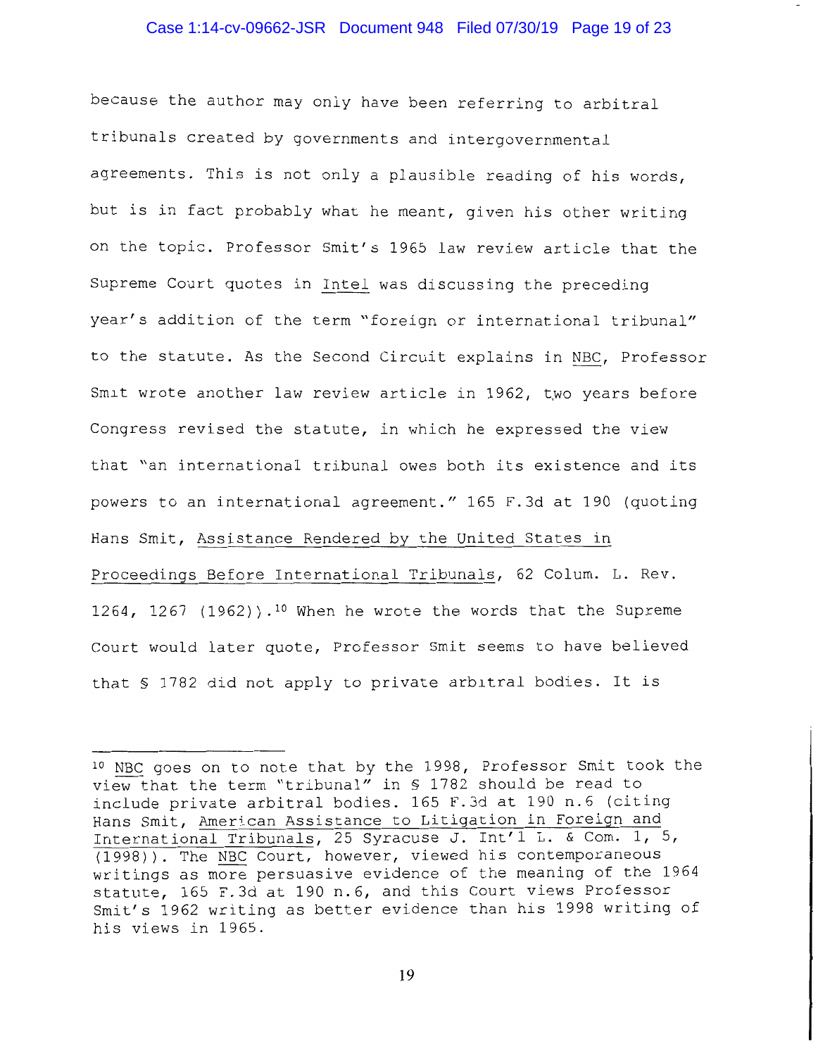because the author may only have been referring to arbitral tribunals created by governments and intergovernmental agreements. This is not only a plausible reading of his words, but is in fact probably what he meant, given his other writing on the topic. Professor Smit's 1965 law review article that the Supreme Court quotes in Intel was discussing the preceding year's addition of the term "foreign or international tribunal" to the statute. As the Second Circuit explains in NBC, Professor Smit wrote another law review article in 1962, two years before Congress revised the statute, in which he expressed the view that "an international tribunal owes both its existence and its powers to an international agreement." 165 F.3d at 190 (quoting Hans Smit, Assistance Rendered by the United States in Proceedings Before International Tribunals, 62 Colum. L. Rev. 1264, 1267 (1962)).[10] When he wrote the words that the Supreme Court would later quote, Professor Smit seems to have believed that § 1782 did not apply to private arbitral bodies. It is

---

[10] NBC goes on to note that by the 1998, Professor Smit took the view that the term "tribunal" in § 1782 should be read to include private arbitral bodies. 165 F.3d at 190 n.6 (citing Hans Smit, American Assistance to Litigation in Foreign and International Tribunals, 25 Syracuse J. Int'l L. & Com. 1, 5, (1998)). The NBC Court, however, viewed his contemporaneous writings as more persuasive evidence of the meaning of the 1964 statute, 165 F.3d at 190 n.6, and this Court views Professor Smit's 1962 writing as better evidence than his 1998 writing of his views in 1965.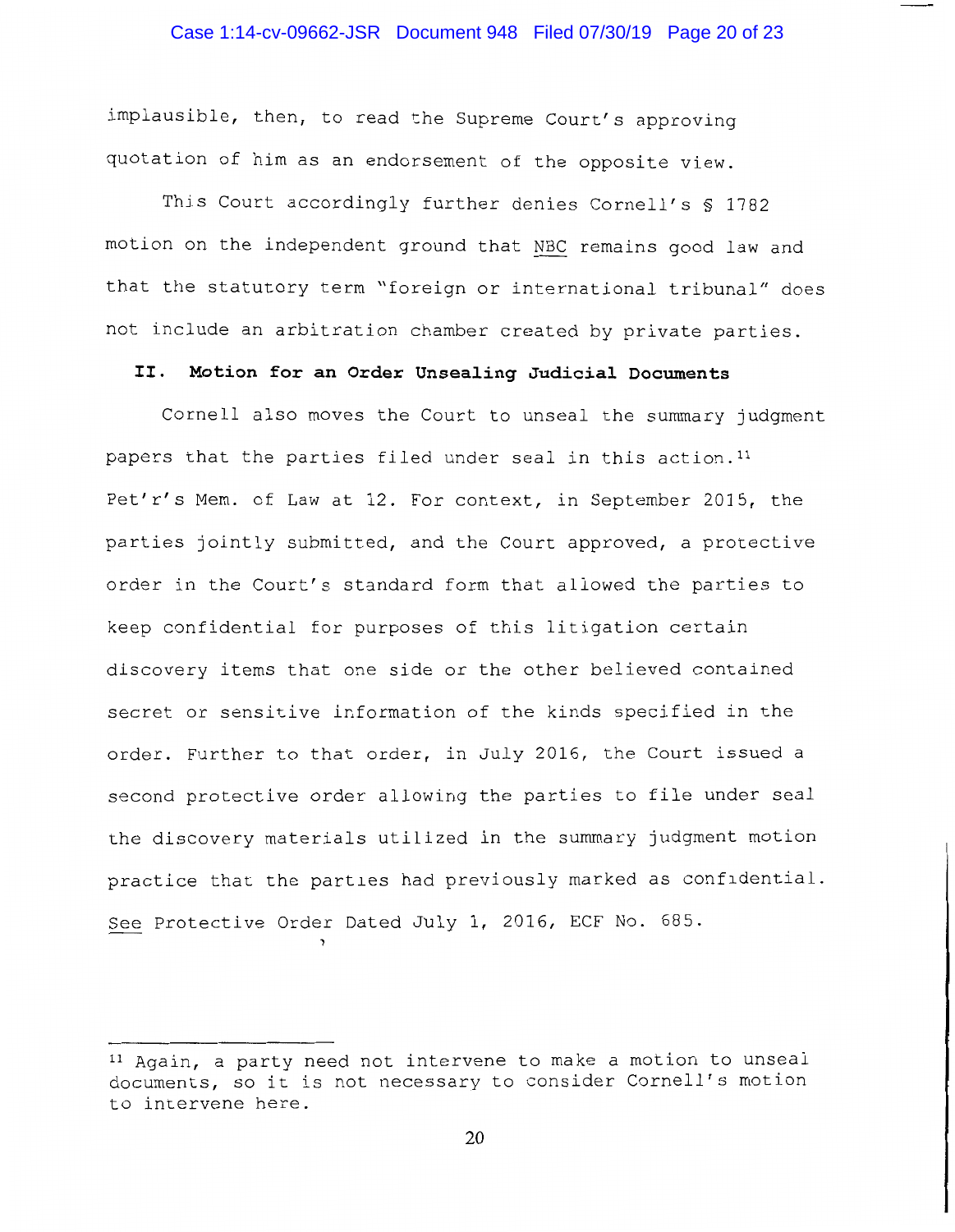implausible, then, to read the Supreme Court's approving quotation of him as an endorsement of the opposite view.

This Court accordingly further denies Cornell's § 1782 motion on the independent ground that NBC remains good law and that the statutory term "foreign or international tribunal" does not include an arbitration chamber created by private parties.

## II. Motion for an Order Unsealing Judicial Documents

Cornell also moves the Court to unseal the summary judgment papers that the parties filed under seal in this action.[11] Pet'r's Mem. of Law at 12. For context, in September 2015, the parties jointly submitted, and the Court approved, a protective order in the Court's standard form that allowed the parties to keep confidential for purposes of this litigation certain discovery items that one side or the other believed contained secret or sensitive information of the kinds specified in the order. Further to that order, in July 2016, the Court issued a second protective order allowing the parties to file under seal the discovery materials utilized in the summary judgment motion practice that the parties had previously marked as confidential. See Protective Order Dated July 1, 2016, ECF No. 685.

---

[11] Again, a party need not intervene to make a motion to unseal documents, so it is not necessary to consider Cornell's motion to intervene here.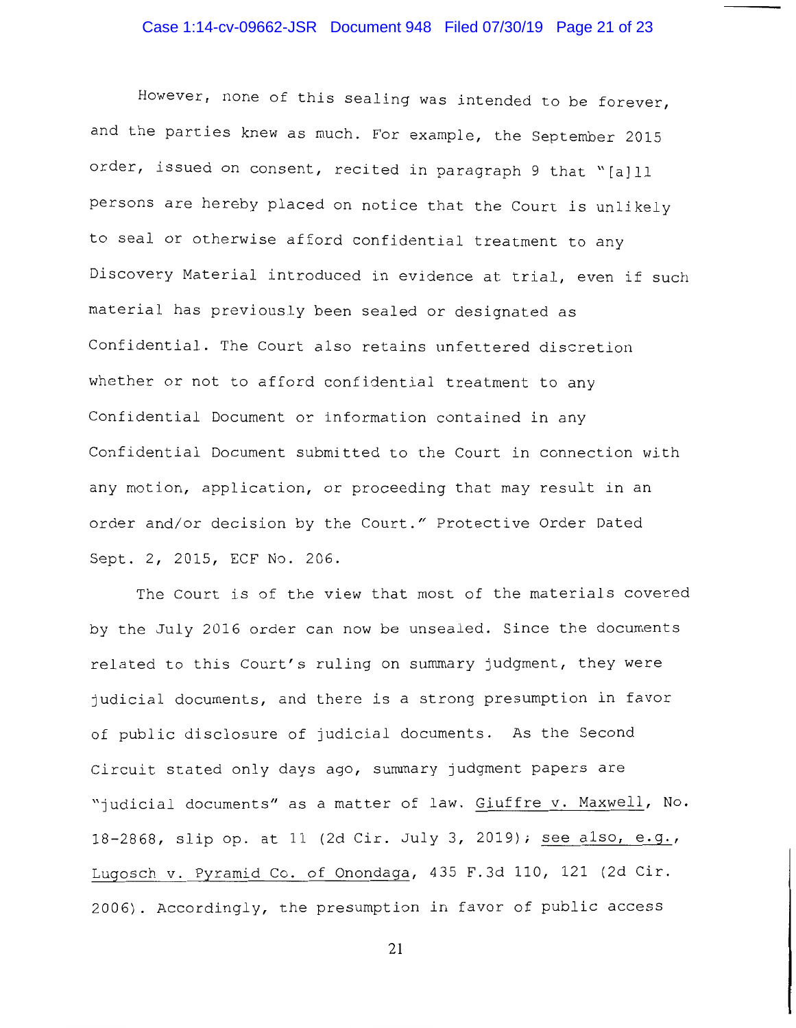However, none of this sealing was intended to be forever, and the parties knew as much. For example, the September 2015 order, issued on consent, recited in paragraph 9 that "[a]ll persons are hereby placed on notice that the Court is unlikely to seal or otherwise afford confidential treatment to any Discovery Material introduced in evidence at trial, even if such material has previously been sealed or designated as Confidential. The Court also retains unfettered discretion whether or not to afford confidential treatment to any Confidential Document or information contained in any Confidential Document submitted to the Court in connection with any motion, application, or proceeding that may result in an order and/or decision by the Court." Protective Order Dated Sept. 2, 2015, ECF No. 206.

The Court is of the view that most of the materials covered by the July 2016 order can now be unsealed. Since the documents related to this Court's ruling on summary judgment, they were judicial documents, and there is a strong presumption in favor of public disclosure of judicial documents. As the Second Circuit stated only days ago, summary judgment papers are "judicial documents" as a matter of law. Giuffre v. Maxwell, No. 18-2868, slip op. at 11 (2d Cir. July 3, 2019); see also, e.g., Lugosch v. Pyramid Co. of Onondaga, 435 F.3d 110, 121 (2d Cir. 2006). Accordingly, the presumption in favor of public access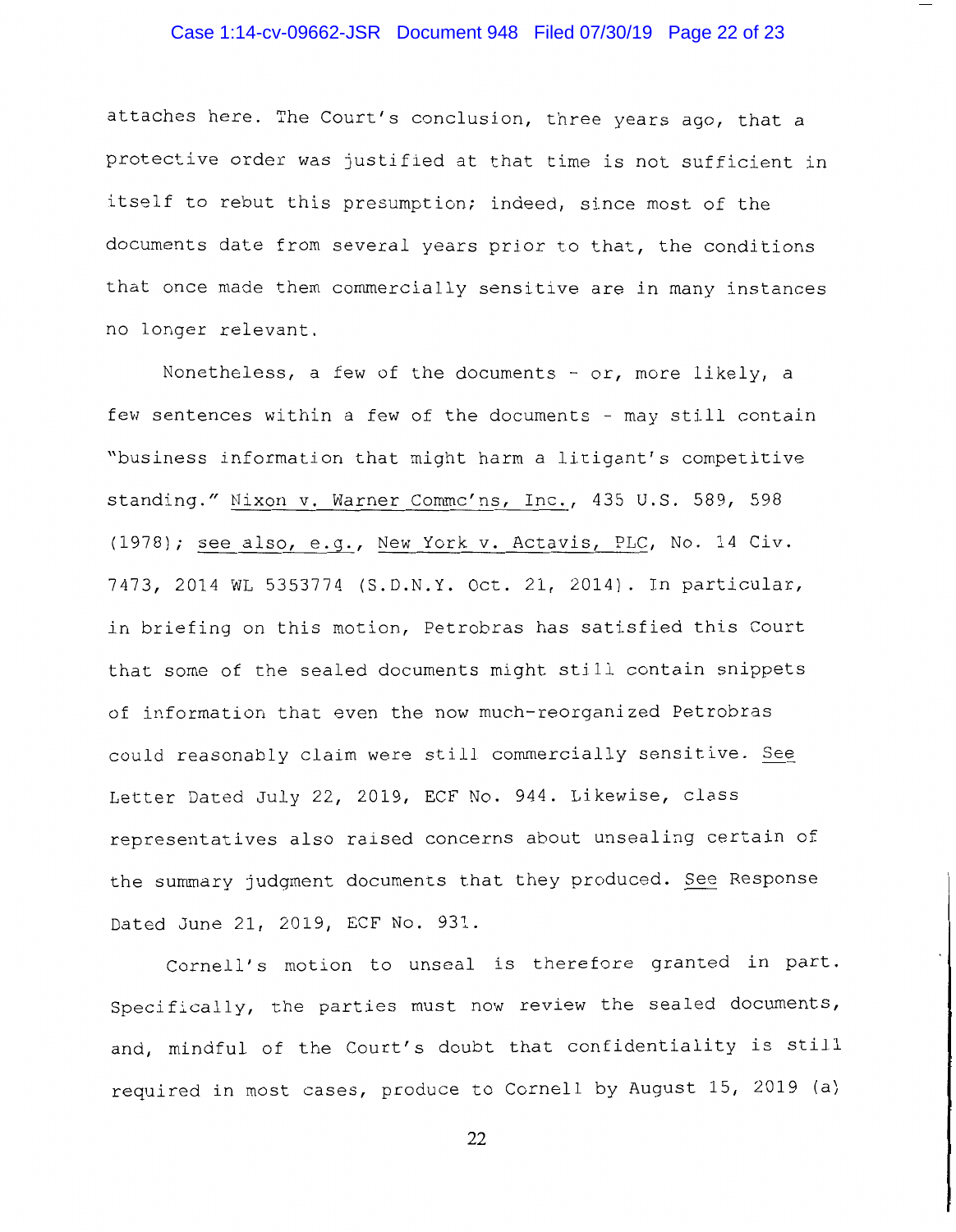attaches here. The Court's conclusion, three years ago, that a protective order was justified at that time is not sufficient in itself to rebut this presumption; indeed, since most of the documents date from several years prior to that, the conditions that once made them commercially sensitive are in many instances no longer relevant.

Nonetheless, a few of the documents - or, more likely, a few sentences within a few of the documents - may still contain "business information that might harm a litigant's competitive standing." Nixon v. Warner Commc'ns, Inc., 435 U.S. 589, 598 (1978); see also, e.g., New York v. Actavis, PLC, No. 14 Civ. 7473, 2014 WL 5353774 (S.D.N.Y. Oct. 21, 2014). In particular, in briefing on this motion, Petrobras has satisfied this Court that some of the sealed documents might still contain snippets of information that even the now much-reorganized Petrobras could reasonably claim were still commercially sensitive. See Letter Dated July 22, 2019, ECF No. 944. Likewise, class representatives also raised concerns about unsealing certain of the summary judgment documents that they produced. See Response Dated June 21, 2019, ECF No. 931.

Cornell's motion to unseal is therefore granted in part. Specifically, the parties must now review the sealed documents, and, mindful of the Court's doubt that confidentiality is still required in most cases, produce to Cornell by August 15, 2019 (a)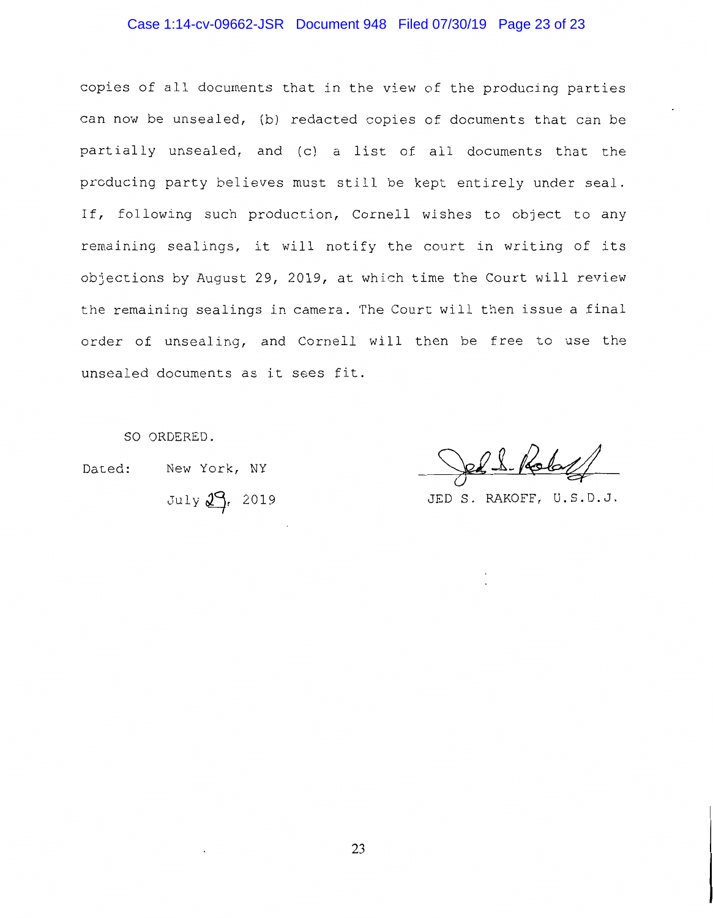copies of all documents that in the view of the producing parties can now be unsealed, (b) redacted copies of documents that can be partially unsealed, and (c) a list of all documents that the producing party believes must still be kept entirely under seal. If, following such production, Cornell wishes to object to any remaining sealings, it will notify the court in writing of its objections by August 29, 2019, at which time the Court will review the remaining sealings in camera. The Court will then issue a final order of unsealing, and Cornell will then be free to use the unsealed documents as it sees fit.

SO ORDERED.

Dated: New York, NY
July 29, 2019

JED S. RAKOFF, U.S.D.J.